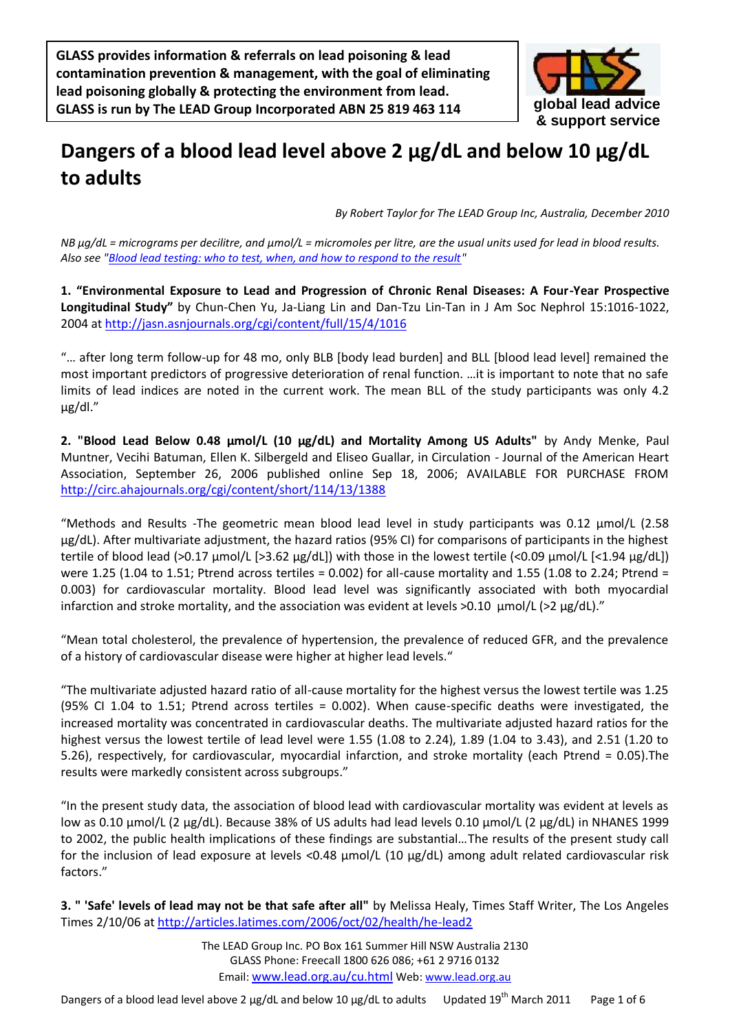GLASS provides information & referrals on lead poisoning & lead contamination prevention & management, with the goal of eliminating lead poisoning globally & protecting the environment from lead. GLASS is run by The LEAD Group Incorporated ABN 25 819 463 114

global lead advice & support service

# Dangers of a blood lead level above 2 µg/dL and below 10 µg/dL to adults

*By Robert Taylor for The LEAD Group Inc, Australia, December 2010*

*NB µg/dL = micrograms per decilitre, and µmol/L = micromoles per litre, are the usual units used for lead in blood results. Also see "[Blood lead testing: who to test, when, and how to respond to the result](#)"*

**1. "Environmental Exposure to Lead and Progression of Chronic Renal Diseases: A Four-Year Prospective Longitudinal Study"** by Chun-Chen Yu, Ja-Liang Lin and Dan-Tzu Lin-Tan in J Am Soc Nephrol 15:1016-1022, 2004 at http://jasn.asnjournals.org/cgi/content/full/15/4/1016

"… after long term follow-up for 48 mo, only BLB [body lead burden] and BLL [blood lead level] remained the most important predictors of progressive deterioration of renal function. …it is important to note that no safe limits of lead indices are noted in the current work. The mean BLL of the study participants was only 4.2 µg/dl."

**2. "Blood Lead Below 0.48 µmol/L (10 µg/dL) and Mortality Among US Adults"** by Andy Menke, Paul Muntner, Vecihi Batuman, Ellen K. Silbergeld and Eliseo Guallar, in Circulation - Journal of the American Heart Association, September 26, 2006 published online Sep 18, 2006; AVAILABLE FOR PURCHASE FROM http://circ.ahajournals.org/cgi/content/short/114/13/1388

"Methods and Results -The geometric mean blood lead level in study participants was 0.12 µmol/L (2.58 µg/dL). After multivariate adjustment, the hazard ratios (95% CI) for comparisons of participants in the highest tertile of blood lead (>0.17 µmol/L [>3.62 µg/dL]) with those in the lowest tertile (<0.09 µmol/L [<1.94 µg/dL]) were 1.25 (1.04 to 1.51; Ptrend across tertiles = 0.002) for all-cause mortality and 1.55 (1.08 to 2.24; Ptrend = 0.003) for cardiovascular mortality. Blood lead level was significantly associated with both myocardial infarction and stroke mortality, and the association was evident at levels >0.10 µmol/L (>2 µg/dL)."

"Mean total cholesterol, the prevalence of hypertension, the prevalence of reduced GFR, and the prevalence of a history of cardiovascular disease were higher at higher lead levels."

"The multivariate adjusted hazard ratio of all-cause mortality for the highest versus the lowest tertile was 1.25 (95% CI 1.04 to 1.51; Ptrend across tertiles = 0.002). When cause-specific deaths were investigated, the increased mortality was concentrated in cardiovascular deaths. The multivariate adjusted hazard ratios for the highest versus the lowest tertile of lead level were 1.55 (1.08 to 2.24), 1.89 (1.04 to 3.43), and 2.51 (1.20 to 5.26), respectively, for cardiovascular, myocardial infarction, and stroke mortality (each Ptrend = 0.05).The results were markedly consistent across subgroups."

"In the present study data, the association of blood lead with cardiovascular mortality was evident at levels as low as 0.10 µmol/L (2 µg/dL). Because 38% of US adults had lead levels 0.10 µmol/L (2 µg/dL) in NHANES 1999 to 2002, the public health implications of these findings are substantial…The results of the present study call for the inclusion of lead exposure at levels <0.48 µmol/L (10 µg/dL) among adult related cardiovascular risk factors."

**3. " 'Safe' levels of lead may not be that safe after all"** by Melissa Healy, Times Staff Writer, The Los Angeles Times 2/10/06 at http://articles.latimes.com/2006/oct/02/health/he-lead2

The LEAD Group Inc. PO Box 161 Summer Hill NSW Australia 2130
GLASS Phone: Freecall 1800 626 086; +61 2 9716 0132
Email: www.lead.org.au/cu.html Web: www.lead.org.au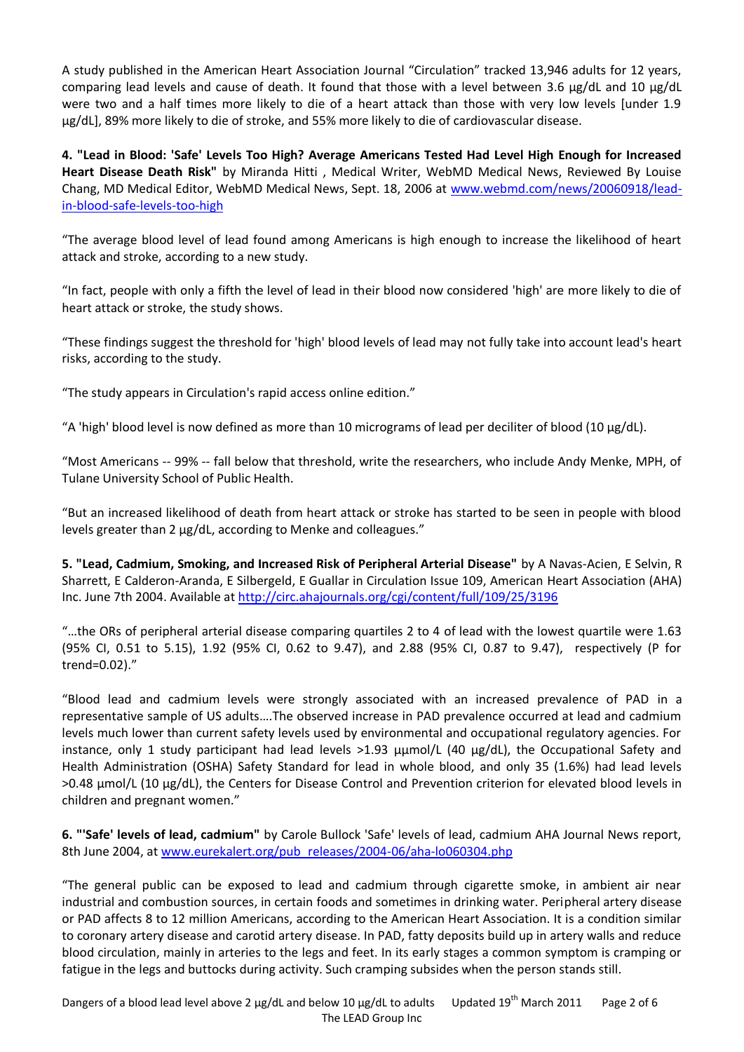A study published in the American Heart Association Journal "Circulation" tracked 13,946 adults for 12 years, comparing lead levels and cause of death. It found that those with a level between 3.6 µg/dL and 10 µg/dL were two and a half times more likely to die of a heart attack than those with very low levels [under 1.9 µg/dL], 89% more likely to die of stroke, and 55% more likely to die of cardiovascular disease.

**4. "Lead in Blood: 'Safe' Levels Too High? Average Americans Tested Had Level High Enough for Increased Heart Disease Death Risk"** by Miranda Hitti , Medical Writer, WebMD Medical News, Reviewed By Louise Chang, MD Medical Editor, WebMD Medical News, Sept. 18, 2006 at www.webmd.com/news/20060918/lead-in-blood-safe-levels-too-high

"The average blood level of lead found among Americans is high enough to increase the likelihood of heart attack and stroke, according to a new study.

"In fact, people with only a fifth the level of lead in their blood now considered 'high' are more likely to die of heart attack or stroke, the study shows.

"These findings suggest the threshold for 'high' blood levels of lead may not fully take into account lead's heart risks, according to the study.

"The study appears in Circulation's rapid access online edition."

"A 'high' blood level is now defined as more than 10 micrograms of lead per deciliter of blood (10 µg/dL).

"Most Americans -- 99% -- fall below that threshold, write the researchers, who include Andy Menke, MPH, of Tulane University School of Public Health.

"But an increased likelihood of death from heart attack or stroke has started to be seen in people with blood levels greater than 2 µg/dL, according to Menke and colleagues."

**5. "Lead, Cadmium, Smoking, and Increased Risk of Peripheral Arterial Disease"** by A Navas-Acien, E Selvin, R Sharrett, E Calderon-Aranda, E Silbergeld, E Guallar in Circulation Issue 109, American Heart Association (AHA) Inc. June 7th 2004. Available at http://circ.ahajournals.org/cgi/content/full/109/25/3196

"…the ORs of peripheral arterial disease comparing quartiles 2 to 4 of lead with the lowest quartile were 1.63 (95% CI, 0.51 to 5.15), 1.92 (95% CI, 0.62 to 9.47), and 2.88 (95% CI, 0.87 to 9.47), respectively (P for trend=0.02)."

"Blood lead and cadmium levels were strongly associated with an increased prevalence of PAD in a representative sample of US adults….The observed increase in PAD prevalence occurred at lead and cadmium levels much lower than current safety levels used by environmental and occupational regulatory agencies. For instance, only 1 study participant had lead levels >1.93 µµmol/L (40 µg/dL), the Occupational Safety and Health Administration (OSHA) Safety Standard for lead in whole blood, and only 35 (1.6%) had lead levels >0.48 µmol/L (10 µg/dL), the Centers for Disease Control and Prevention criterion for elevated blood levels in children and pregnant women."

**6. "'Safe' levels of lead, cadmium"** by Carole Bullock 'Safe' levels of lead, cadmium AHA Journal News report, 8th June 2004, at www.eurekalert.org/pub_releases/2004-06/aha-lo060304.php

"The general public can be exposed to lead and cadmium through cigarette smoke, in ambient air near industrial and combustion sources, in certain foods and sometimes in drinking water. Peripheral artery disease or PAD affects 8 to 12 million Americans, according to the American Heart Association. It is a condition similar to coronary artery disease and carotid artery disease. In PAD, fatty deposits build up in artery walls and reduce blood circulation, mainly in arteries to the legs and feet. In its early stages a common symptom is cramping or fatigue in the legs and buttocks during activity. Such cramping subsides when the person stands still.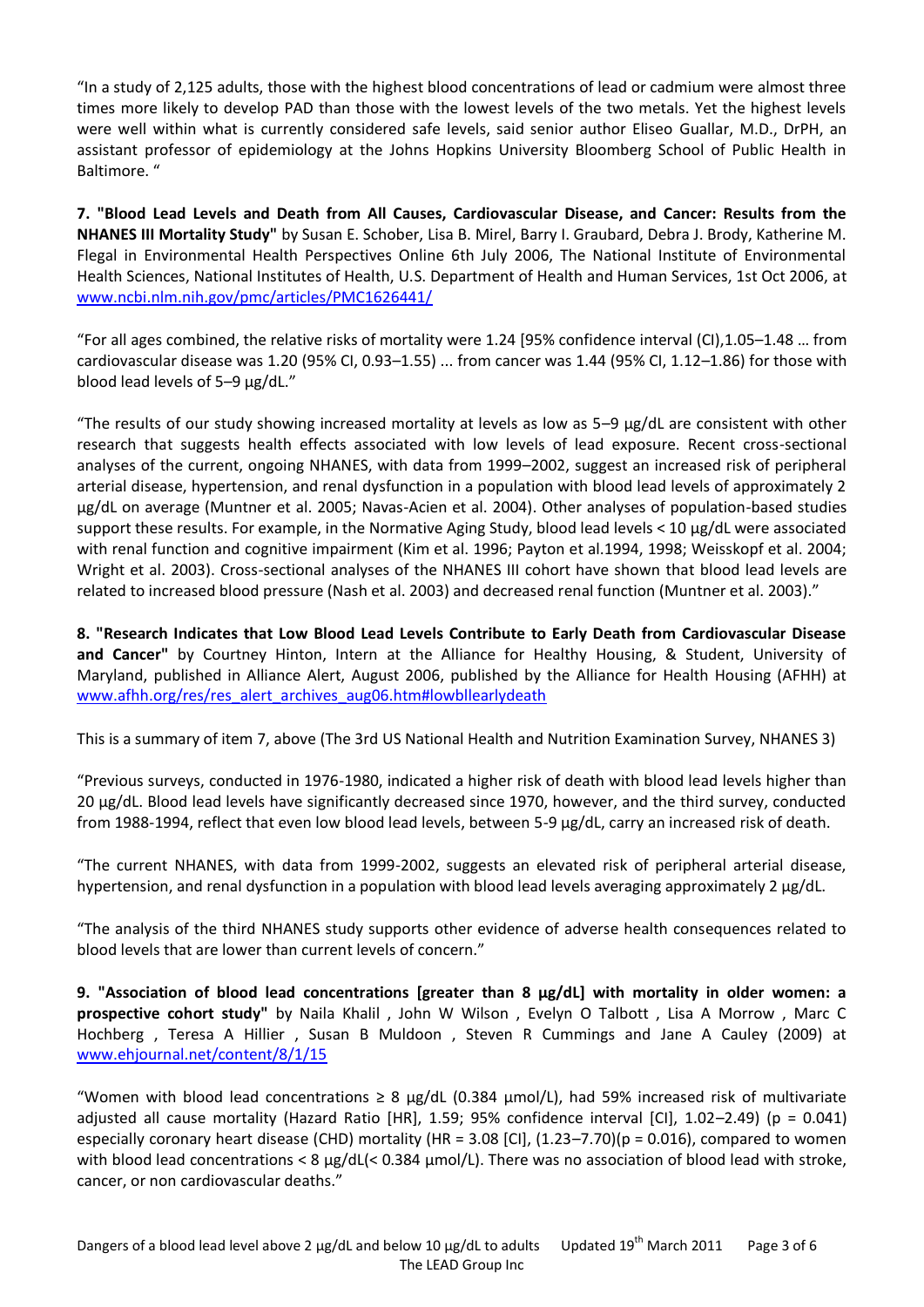"In a study of 2,125 adults, those with the highest blood concentrations of lead or cadmium were almost three times more likely to develop PAD than those with the lowest levels of the two metals. Yet the highest levels were well within what is currently considered safe levels, said senior author Eliseo Guallar, M.D., DrPH, an assistant professor of epidemiology at the Johns Hopkins University Bloomberg School of Public Health in Baltimore. "

**7. "Blood Lead Levels and Death from All Causes, Cardiovascular Disease, and Cancer: Results from the NHANES III Mortality Study"** by Susan E. Schober, Lisa B. Mirel, Barry I. Graubard, Debra J. Brody, Katherine M. Flegal in Environmental Health Perspectives Online 6th July 2006, The National Institute of Environmental Health Sciences, National Institutes of Health, U.S. Department of Health and Human Services, 1st Oct 2006, at www.ncbi.nlm.nih.gov/pmc/articles/PMC1626441/

"For all ages combined, the relative risks of mortality were 1.24 [95% confidence interval (CI),1.05–1.48 … from cardiovascular disease was 1.20 (95% CI, 0.93–1.55) ... from cancer was 1.44 (95% CI, 1.12–1.86) for those with blood lead levels of 5–9 µg/dL."

"The results of our study showing increased mortality at levels as low as 5–9 µg/dL are consistent with other research that suggests health effects associated with low levels of lead exposure. Recent cross-sectional analyses of the current, ongoing NHANES, with data from 1999–2002, suggest an increased risk of peripheral arterial disease, hypertension, and renal dysfunction in a population with blood lead levels of approximately 2 µg/dL on average (Muntner et al. 2005; Navas-Acien et al. 2004). Other analyses of population-based studies support these results. For example, in the Normative Aging Study, blood lead levels < 10 µg/dL were associated with renal function and cognitive impairment (Kim et al. 1996; Payton et al.1994, 1998; Weisskopf et al. 2004; Wright et al. 2003). Cross-sectional analyses of the NHANES III cohort have shown that blood lead levels are related to increased blood pressure (Nash et al. 2003) and decreased renal function (Muntner et al. 2003)."

**8. "Research Indicates that Low Blood Lead Levels Contribute to Early Death from Cardiovascular Disease and Cancer"** by Courtney Hinton, Intern at the Alliance for Healthy Housing, & Student, University of Maryland, published in Alliance Alert, August 2006, published by the Alliance for Health Housing (AFHH) at www.afhh.org/res/res_alert_archives_aug06.htm#lowbllearlydeath

This is a summary of item 7, above (The 3rd US National Health and Nutrition Examination Survey, NHANES 3)

"Previous surveys, conducted in 1976-1980, indicated a higher risk of death with blood lead levels higher than 20 µg/dL. Blood lead levels have significantly decreased since 1970, however, and the third survey, conducted from 1988-1994, reflect that even low blood lead levels, between 5-9 µg/dL, carry an increased risk of death.

"The current NHANES, with data from 1999-2002, suggests an elevated risk of peripheral arterial disease, hypertension, and renal dysfunction in a population with blood lead levels averaging approximately 2 µg/dL.

"The analysis of the third NHANES study supports other evidence of adverse health consequences related to blood levels that are lower than current levels of concern."

**9. "Association of blood lead concentrations [greater than 8 µg/dL] with mortality in older women: a prospective cohort study"** by Naila Khalil , John W Wilson , Evelyn O Talbott , Lisa A Morrow , Marc C Hochberg , Teresa A Hillier , Susan B Muldoon , Steven R Cummings and Jane A Cauley (2009) at www.ehjournal.net/content/8/1/15

"Women with blood lead concentrations ≥ 8 µg/dL (0.384 µmol/L), had 59% increased risk of multivariate adjusted all cause mortality (Hazard Ratio [HR], 1.59; 95% confidence interval [CI], 1.02–2.49) ($p = 0.041$) especially coronary heart disease (CHD) mortality (HR = 3.08 [CI], (1.23–7.70)($p = 0.016$), compared to women with blood lead concentrations < 8 µg/dL(< 0.384 µmol/L). There was no association of blood lead with stroke, cancer, or non cardiovascular deaths."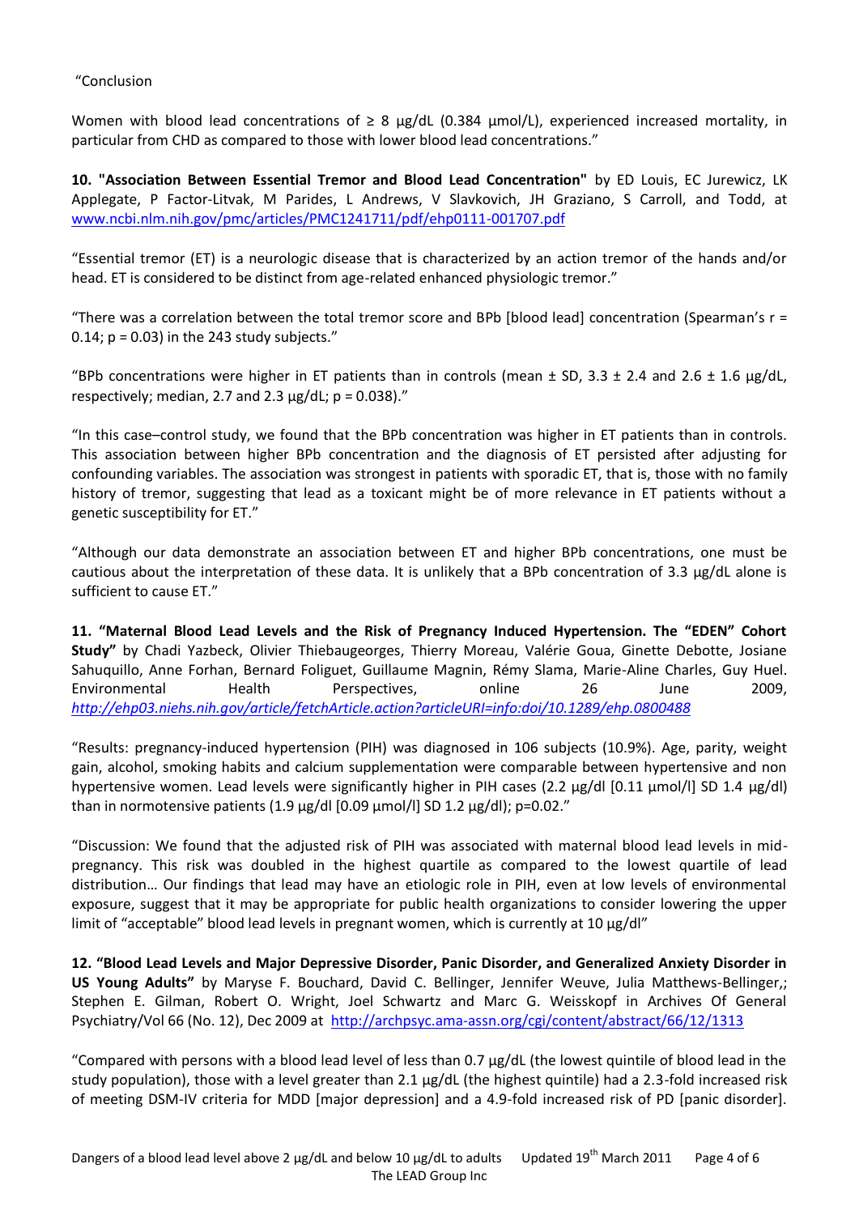"Conclusion

Women with blood lead concentrations of ≥ 8 µg/dL (0.384 µmol/L), experienced increased mortality, in particular from CHD as compared to those with lower blood lead concentrations."

**10. "Association Between Essential Tremor and Blood Lead Concentration"** by ED Louis, EC Jurewicz, LK Applegate, P Factor-Litvak, M Parides, L Andrews, V Slavkovich, JH Graziano, S Carroll, and Todd, at www.ncbi.nlm.nih.gov/pmc/articles/PMC1241711/pdf/ehp0111-001707.pdf

"Essential tremor (ET) is a neurologic disease that is characterized by an action tremor of the hands and/or head. ET is considered to be distinct from age-related enhanced physiologic tremor."

"There was a correlation between the total tremor score and BPb [blood lead] concentration (Spearman's r = 0.14; p = 0.03) in the 243 study subjects."

"BPb concentrations were higher in ET patients than in controls (mean ± SD, 3.3 ± 2.4 and 2.6 ± 1.6 µg/dL, respectively; median, 2.7 and 2.3 µg/dL; p = 0.038)."

"In this case–control study, we found that the BPb concentration was higher in ET patients than in controls. This association between higher BPb concentration and the diagnosis of ET persisted after adjusting for confounding variables. The association was strongest in patients with sporadic ET, that is, those with no family history of tremor, suggesting that lead as a toxicant might be of more relevance in ET patients without a genetic susceptibility for ET."

"Although our data demonstrate an association between ET and higher BPb concentrations, one must be cautious about the interpretation of these data. It is unlikely that a BPb concentration of 3.3 µg/dL alone is sufficient to cause ET."

**11. "Maternal Blood Lead Levels and the Risk of Pregnancy Induced Hypertension. The "EDEN" Cohort Study"** by Chadi Yazbeck, Olivier Thiebaugeorges, Thierry Moreau, Valérie Goua, Ginette Debotte, Josiane Sahuquillo, Anne Forhan, Bernard Foliguet, Guillaume Magnin, Rémy Slama, Marie-Aline Charles, Guy Huel. Environmental Health Perspectives, online 26 June 2009, *http://ehp03.niehs.nih.gov/article/fetchArticle.action?articleURI=info:doi/10.1289/ehp.0800488*

"Results: pregnancy-induced hypertension (PIH) was diagnosed in 106 subjects (10.9%). Age, parity, weight gain, alcohol, smoking habits and calcium supplementation were comparable between hypertensive and non hypertensive women. Lead levels were significantly higher in PIH cases (2.2 µg/dl [0.11 µmol/l] SD 1.4 µg/dl) than in normotensive patients (1.9 µg/dl [0.09 µmol/l] SD 1.2 µg/dl); p=0.02."

"Discussion: We found that the adjusted risk of PIH was associated with maternal blood lead levels in mid-pregnancy. This risk was doubled in the highest quartile as compared to the lowest quartile of lead distribution… Our findings that lead may have an etiologic role in PIH, even at low levels of environmental exposure, suggest that it may be appropriate for public health organizations to consider lowering the upper limit of "acceptable" blood lead levels in pregnant women, which is currently at 10 µg/dl"

**12. "Blood Lead Levels and Major Depressive Disorder, Panic Disorder, and Generalized Anxiety Disorder in US Young Adults"** by Maryse F. Bouchard, David C. Bellinger, Jennifer Weuve, Julia Matthews-Bellinger,; Stephen E. Gilman, Robert O. Wright, Joel Schwartz and Marc G. Weisskopf in Archives Of General Psychiatry/Vol 66 (No. 12), Dec 2009 at http://archpsyc.ama-assn.org/cgi/content/abstract/66/12/1313

"Compared with persons with a blood lead level of less than 0.7 µg/dL (the lowest quintile of blood lead in the study population), those with a level greater than 2.1 µg/dL (the highest quintile) had a 2.3-fold increased risk of meeting DSM-IV criteria for MDD [major depression] and a 4.9-fold increased risk of PD [panic disorder].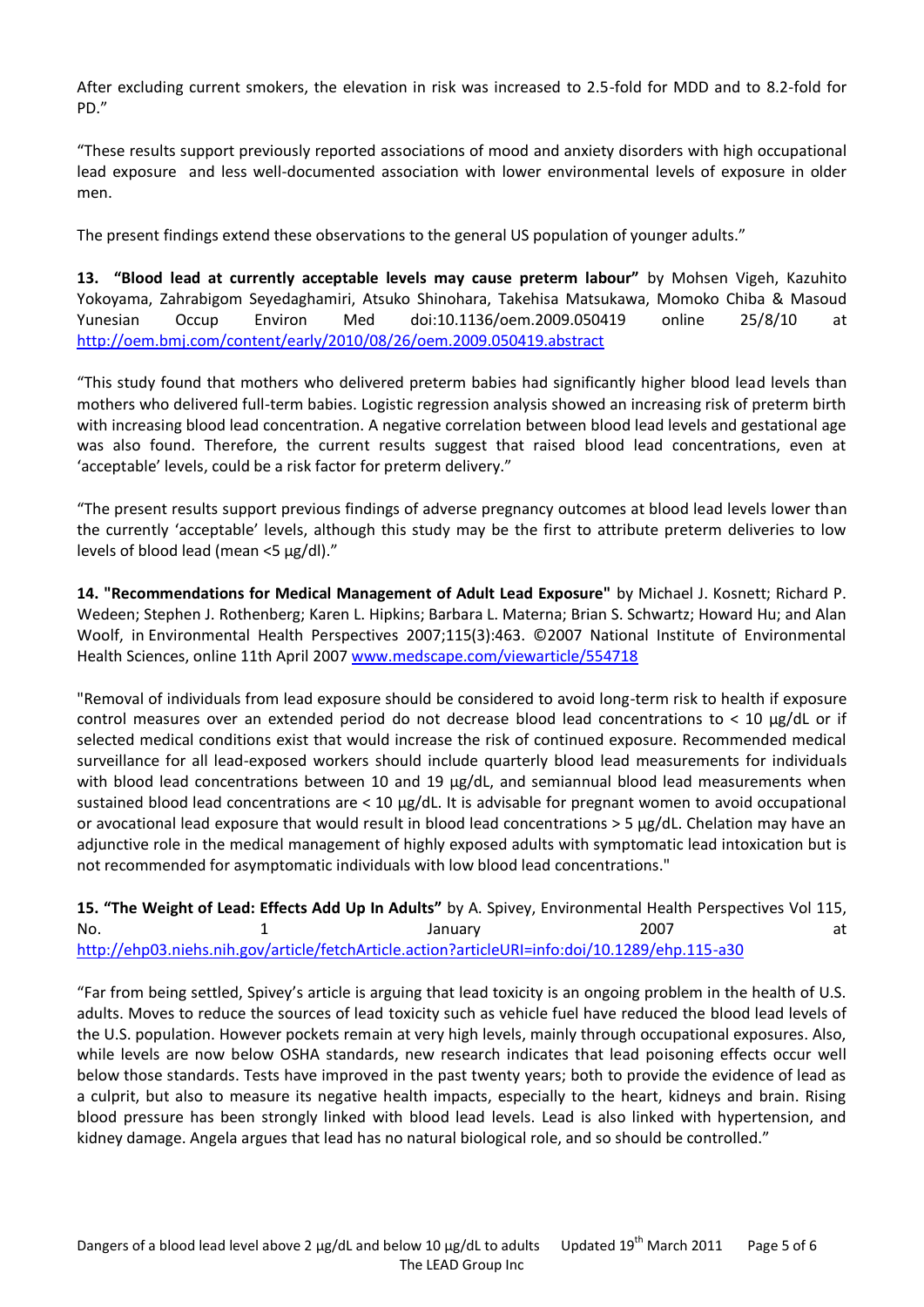After excluding current smokers, the elevation in risk was increased to 2.5-fold for MDD and to 8.2-fold for PD."

"These results support previously reported associations of mood and anxiety disorders with high occupational lead exposure and less well-documented association with lower environmental levels of exposure in older men.

The present findings extend these observations to the general US population of younger adults."

**13. "Blood lead at currently acceptable levels may cause preterm labour"** by Mohsen Vigeh, Kazuhito Yokoyama, Zahrabigom Seyedaghamiri, Atsuko Shinohara, Takehisa Matsukawa, Momoko Chiba & Masoud Yunesian Occup Environ Med doi:10.1136/oem.2009.050419 online 25/8/10 at http://oem.bmj.com/content/early/2010/08/26/oem.2009.050419.abstract

"This study found that mothers who delivered preterm babies had significantly higher blood lead levels than mothers who delivered full-term babies. Logistic regression analysis showed an increasing risk of preterm birth with increasing blood lead concentration. A negative correlation between blood lead levels and gestational age was also found. Therefore, the current results suggest that raised blood lead concentrations, even at 'acceptable' levels, could be a risk factor for preterm delivery."

"The present results support previous findings of adverse pregnancy outcomes at blood lead levels lower than the currently 'acceptable' levels, although this study may be the first to attribute preterm deliveries to low levels of blood lead (mean <5 µg/dl)."

**14. "Recommendations for Medical Management of Adult Lead Exposure"** by Michael J. Kosnett; Richard P. Wedeen; Stephen J. Rothenberg; Karen L. Hipkins; Barbara L. Materna; Brian S. Schwartz; Howard Hu; and Alan Woolf, in Environmental Health Perspectives 2007;115(3):463. ©2007 National Institute of Environmental Health Sciences, online 11th April 2007 www.medscape.com/viewarticle/554718

"Removal of individuals from lead exposure should be considered to avoid long-term risk to health if exposure control measures over an extended period do not decrease blood lead concentrations to < 10 µg/dL or if selected medical conditions exist that would increase the risk of continued exposure. Recommended medical surveillance for all lead-exposed workers should include quarterly blood lead measurements for individuals with blood lead concentrations between 10 and 19 µg/dL, and semiannual blood lead measurements when sustained blood lead concentrations are < 10 µg/dL. It is advisable for pregnant women to avoid occupational or avocational lead exposure that would result in blood lead concentrations > 5 µg/dL. Chelation may have an adjunctive role in the medical management of highly exposed adults with symptomatic lead intoxication but is not recommended for asymptomatic individuals with low blood lead concentrations."

**15. "The Weight of Lead: Effects Add Up In Adults"** by A. Spivey, Environmental Health Perspectives Vol 115, No. 1 January 2007 at http://ehp03.niehs.nih.gov/article/fetchArticle.action?articleURI=info:doi/10.1289/ehp.115-a30

"Far from being settled, Spivey's article is arguing that lead toxicity is an ongoing problem in the health of U.S. adults. Moves to reduce the sources of lead toxicity such as vehicle fuel have reduced the blood lead levels of the U.S. population. However pockets remain at very high levels, mainly through occupational exposures. Also, while levels are now below OSHA standards, new research indicates that lead poisoning effects occur well below those standards. Tests have improved in the past twenty years; both to provide the evidence of lead as a culprit, but also to measure its negative health impacts, especially to the heart, kidneys and brain. Rising blood pressure has been strongly linked with blood lead levels. Lead is also linked with hypertension, and kidney damage. Angela argues that lead has no natural biological role, and so should be controlled."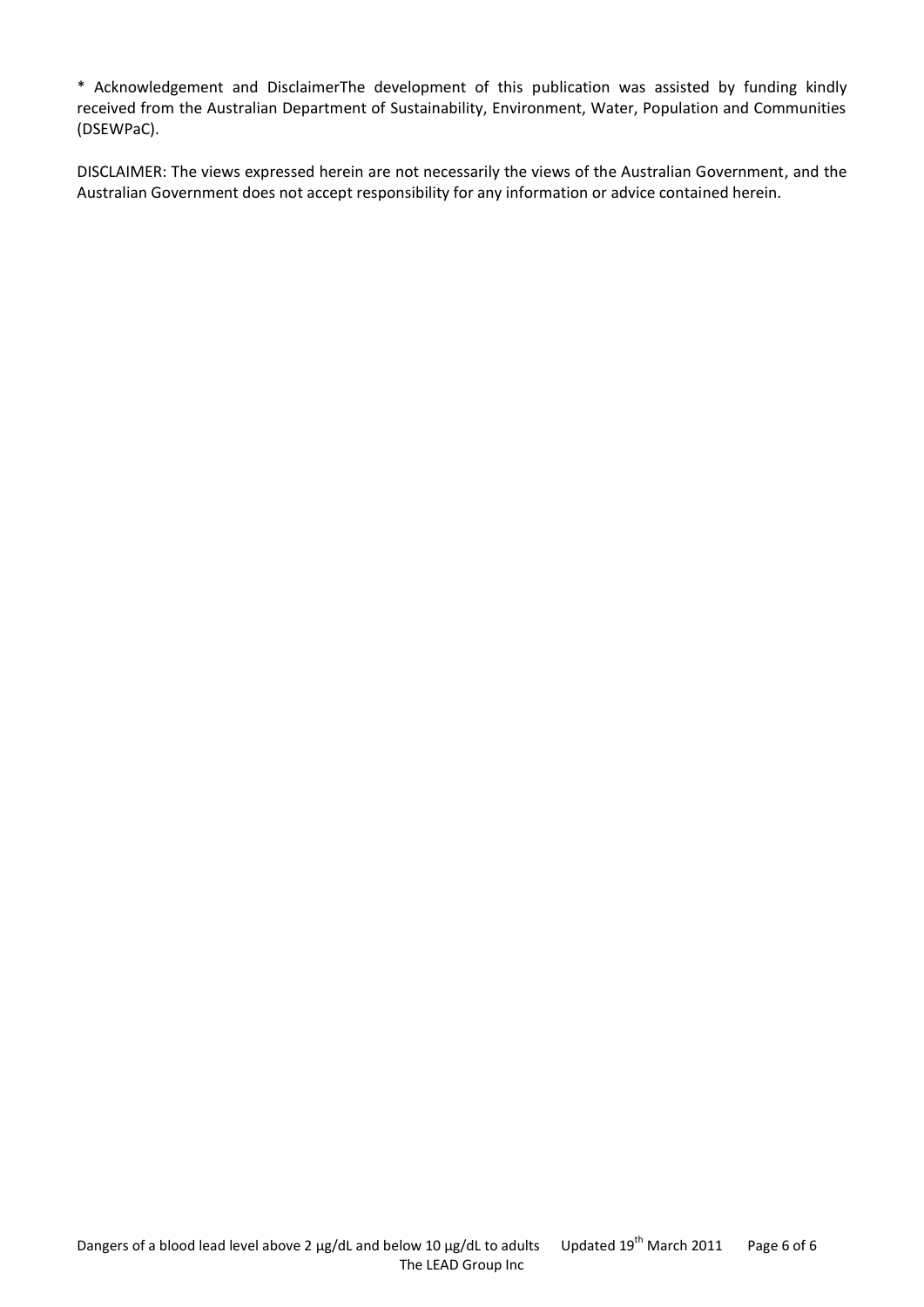* Acknowledgement and DisclaimerThe development of this publication was assisted by funding kindly received from the Australian Department of Sustainability, Environment, Water, Population and Communities (DSEWPaC).

DISCLAIMER: The views expressed herein are not necessarily the views of the Australian Government, and the Australian Government does not accept responsibility for any information or advice contained herein.